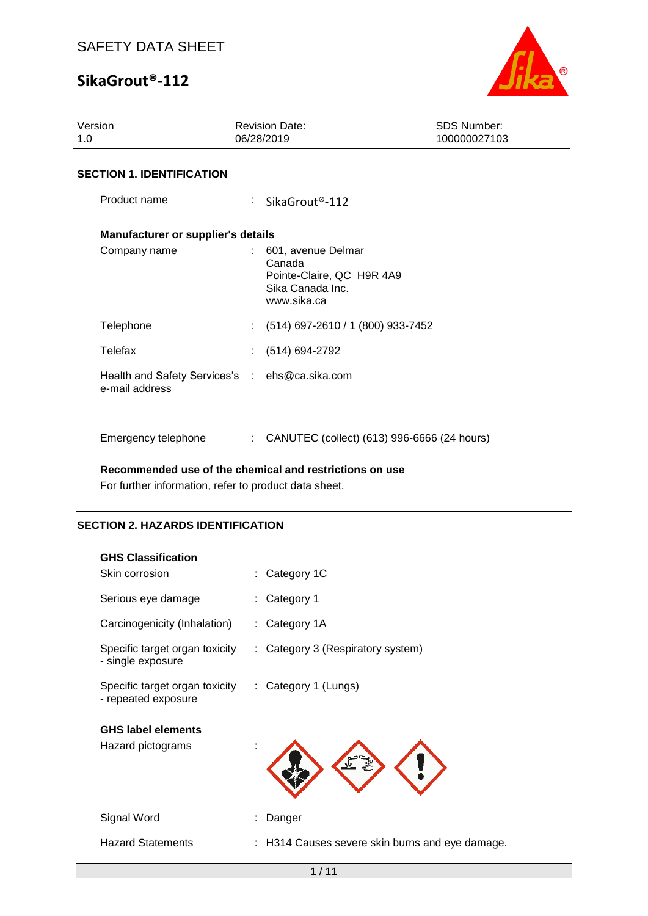SAFETY DATA SHEET

# SikaGrout®-112

| Version | Revision Date: | SDS Number: |
| --- | --- | --- |
| 1.0 | 06/28/2019 | 100000027103 |

## SECTION 1. IDENTIFICATION

Product name : SikaGrout®-112

**Manufacturer or supplier's details**

Company name : 601, avenue Delmar
Canada
Pointe-Claire, QC  H9R 4A9
Sika Canada Inc.
www.sika.ca

Telephone : (514) 697-2610 / 1 (800) 933-7452

Telefax : (514) 694-2792

Health and Safety Services's e-mail address : ehs@ca.sika.com

Emergency telephone : CANUTEC (collect) (613) 996-6666 (24 hours)

**Recommended use of the chemical and restrictions on use**

For further information, refer to product data sheet.

## SECTION 2. HAZARDS IDENTIFICATION

**GHS Classification**

Skin corrosion : Category 1C

Serious eye damage : Category 1

Carcinogenicity (Inhalation) : Category 1A

Specific target organ toxicity - single exposure : Category 3 (Respiratory system)

Specific target organ toxicity - repeated exposure : Category 1 (Lungs)

**GHS label elements**

Hazard pictograms :

Signal Word : Danger

Hazard Statements : H314 Causes severe skin burns and eye damage.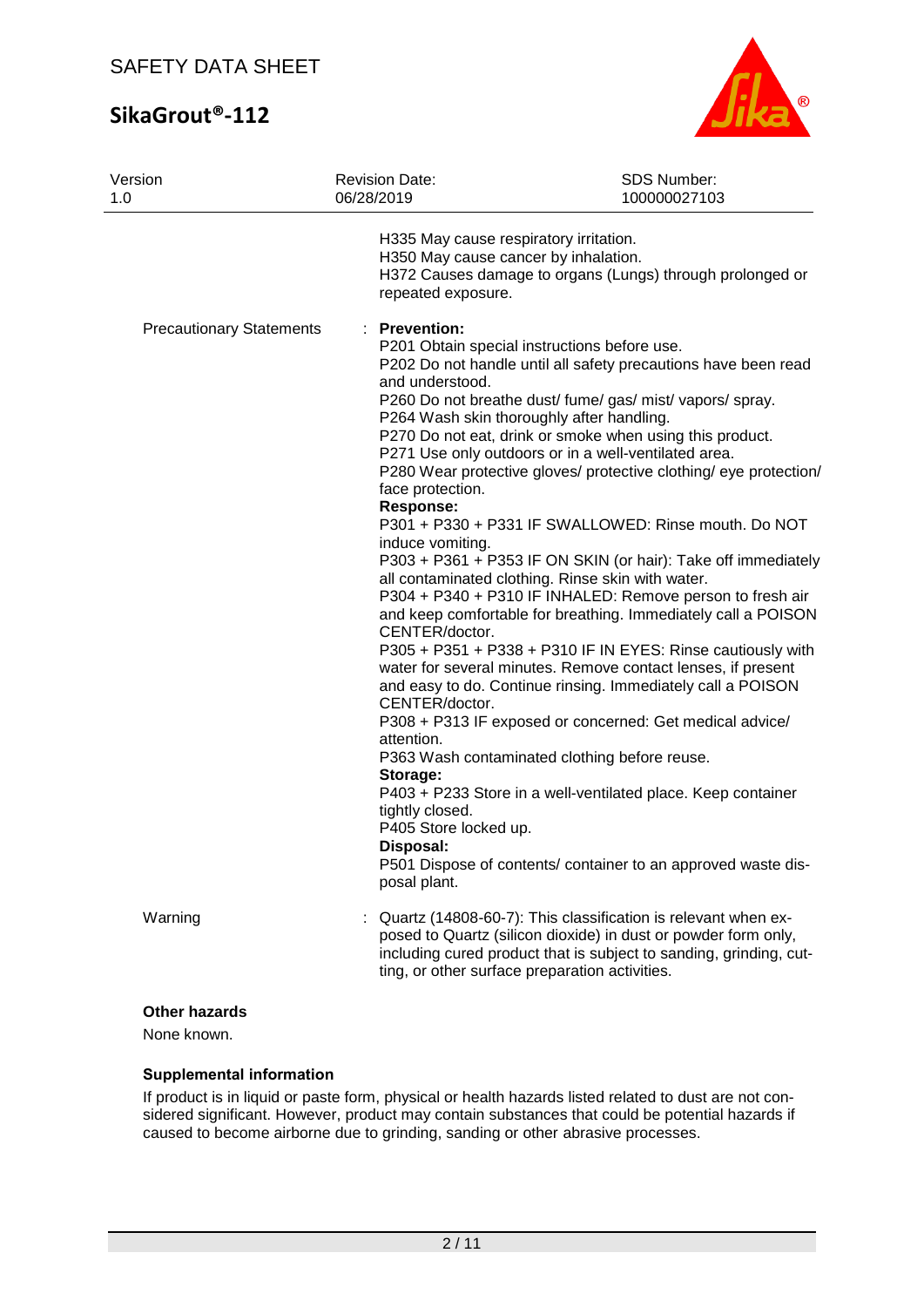H335 May cause respiratory irritation.
H350 May cause cancer by inhalation.
H372 Causes damage to organs (Lungs) through prolonged or repeated exposure.

Precautionary Statements : **Prevention:**
P201 Obtain special instructions before use.
P202 Do not handle until all safety precautions have been read and understood.
P260 Do not breathe dust/ fume/ gas/ mist/ vapors/ spray.
P264 Wash skin thoroughly after handling.
P270 Do not eat, drink or smoke when using this product.
P271 Use only outdoors or in a well-ventilated area.
P280 Wear protective gloves/ protective clothing/ eye protection/ face protection.
**Response:**
P301 + P330 + P331 IF SWALLOWED: Rinse mouth. Do NOT induce vomiting.
P303 + P361 + P353 IF ON SKIN (or hair): Take off immediately all contaminated clothing. Rinse skin with water.
P304 + P340 + P310 IF INHALED: Remove person to fresh air and keep comfortable for breathing. Immediately call a POISON CENTER/doctor.
P305 + P351 + P338 + P310 IF IN EYES: Rinse cautiously with water for several minutes. Remove contact lenses, if present and easy to do. Continue rinsing. Immediately call a POISON CENTER/doctor.
P308 + P313 IF exposed or concerned: Get medical advice/ attention.
P363 Wash contaminated clothing before reuse.
**Storage:**
P403 + P233 Store in a well-ventilated place. Keep container tightly closed.
P405 Store locked up.
**Disposal:**
P501 Dispose of contents/ container to an approved waste disposal plant.

Warning : Quartz (14808-60-7): This classification is relevant when exposed to Quartz (silicon dioxide) in dust or powder form only, including cured product that is subject to sanding, grinding, cutting, or other surface preparation activities.

**Other hazards**

None known.

**Supplemental information**

If product is in liquid or paste form, physical or health hazards listed related to dust are not considered significant. However, product may contain substances that could be potential hazards if caused to become airborne due to grinding, sanding or other abrasive processes.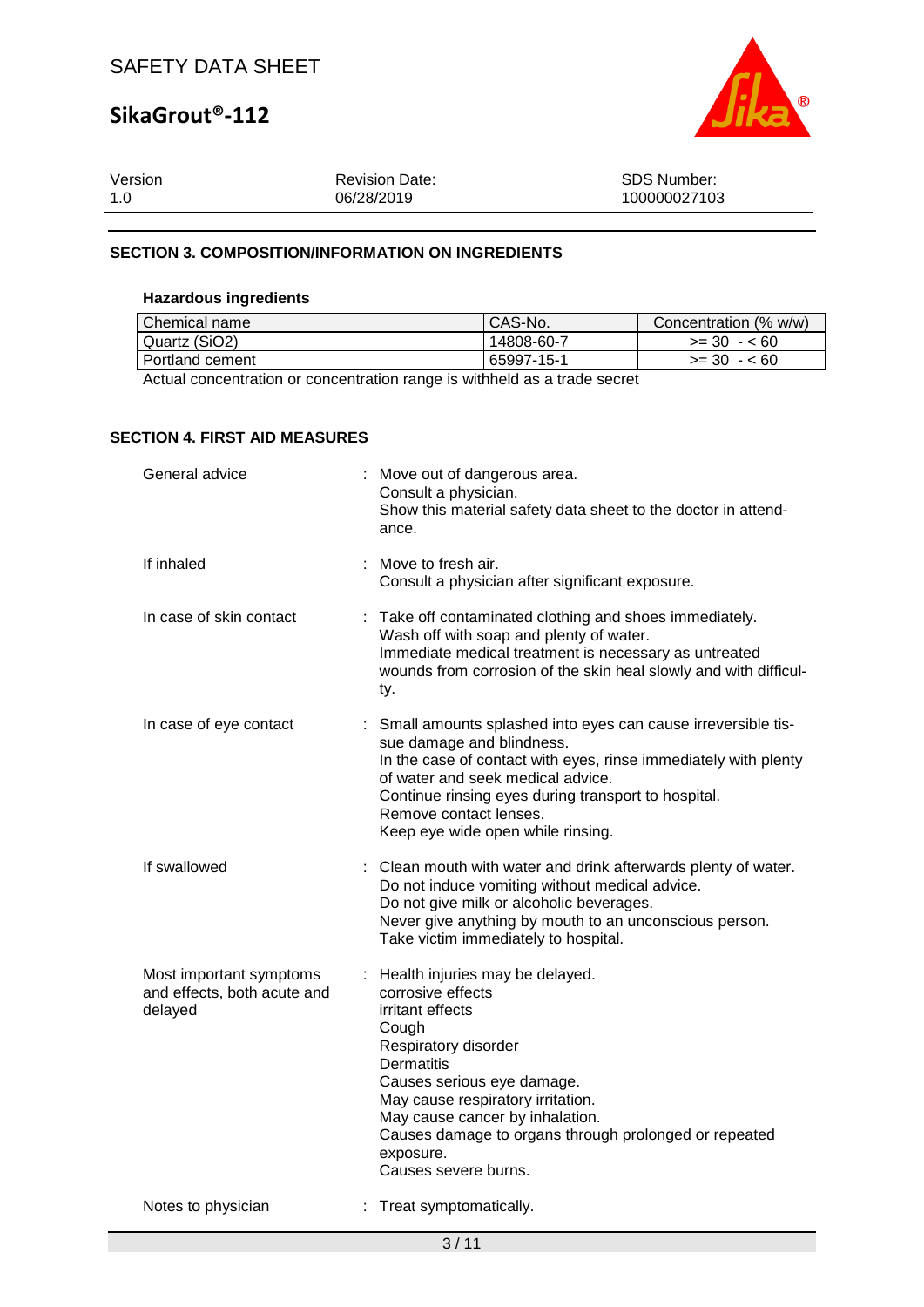| Version | Revision Date: | SDS Number: |
|---|---|---|
| 1.0 | 06/28/2019 | 100000027103 |

## SECTION 3. COMPOSITION/INFORMATION ON INGREDIENTS

### Hazardous ingredients

| Chemical name | CAS-No. | Concentration (% w/w) |
|---|---|---|
| Quartz ($SiO_2$) | 14808-60-7 | >= 30 - < 60 |
| Portland cement | 65997-15-1 | >= 30 - < 60 |

Actual concentration or concentration range is withheld as a trade secret

## SECTION 4. FIRST AID MEASURES

**General advice** : Move out of dangerous area.
Consult a physician.
Show this material safety data sheet to the doctor in attendance.

**If inhaled** : Move to fresh air.
Consult a physician after significant exposure.

**In case of skin contact** : Take off contaminated clothing and shoes immediately.
Wash off with soap and plenty of water.
Immediate medical treatment is necessary as untreated wounds from corrosion of the skin heal slowly and with difficulty.

**In case of eye contact** : Small amounts splashed into eyes can cause irreversible tissue damage and blindness.
In the case of contact with eyes, rinse immediately with plenty of water and seek medical advice.
Continue rinsing eyes during transport to hospital.
Remove contact lenses.
Keep eye wide open while rinsing.

**If swallowed** : Clean mouth with water and drink afterwards plenty of water.
Do not induce vomiting without medical advice.
Do not give milk or alcoholic beverages.
Never give anything by mouth to an unconscious person.
Take victim immediately to hospital.

**Most important symptoms and effects, both acute and delayed** : Health injuries may be delayed.
corrosive effects
irritant effects
Cough
Respiratory disorder
Dermatitis
Causes serious eye damage.
May cause respiratory irritation.
May cause cancer by inhalation.
Causes damage to organs through prolonged or repeated exposure.
Causes severe burns.

**Notes to physician** : Treat symptomatically.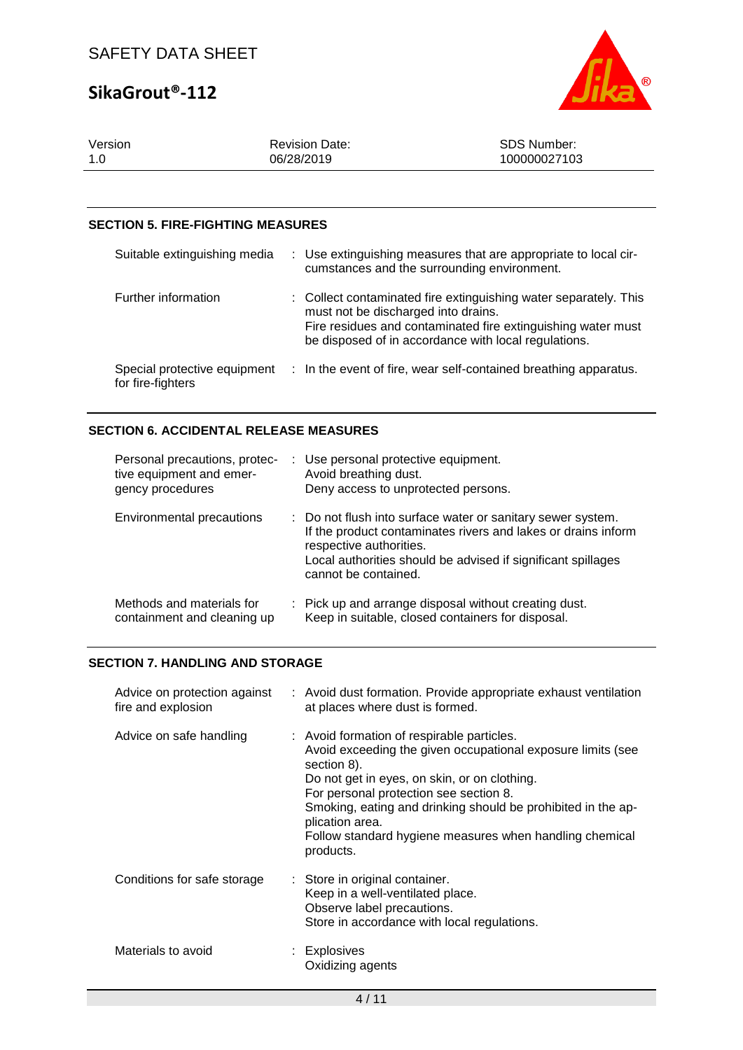## SECTION 5. FIRE-FIGHTING MEASURES

| | |
|---|---|
| Suitable extinguishing media | : Use extinguishing measures that are appropriate to local circumstances and the surrounding environment. |
| Further information | : Collect contaminated fire extinguishing water separately. This must not be discharged into drains.<br>Fire residues and contaminated fire extinguishing water must be disposed of in accordance with local regulations. |
| Special protective equipment for fire-fighters | : In the event of fire, wear self-contained breathing apparatus. |

## SECTION 6. ACCIDENTAL RELEASE MEASURES

| | |
|---|---|
| Personal precautions, protective equipment and emergency procedures | : Use personal protective equipment.<br>Avoid breathing dust.<br>Deny access to unprotected persons. |
| Environmental precautions | : Do not flush into surface water or sanitary sewer system.<br>If the product contaminates rivers and lakes or drains inform respective authorities.<br>Local authorities should be advised if significant spillages cannot be contained. |
| Methods and materials for containment and cleaning up | : Pick up and arrange disposal without creating dust.<br>Keep in suitable, closed containers for disposal. |

## SECTION 7. HANDLING AND STORAGE

| | |
|---|---|
| Advice on protection against fire and explosion | : Avoid dust formation. Provide appropriate exhaust ventilation at places where dust is formed. |
| Advice on safe handling | : Avoid formation of respirable particles.<br>Avoid exceeding the given occupational exposure limits (see section 8).<br>Do not get in eyes, on skin, or on clothing.<br>For personal protection see section 8.<br>Smoking, eating and drinking should be prohibited in the application area.<br>Follow standard hygiene measures when handling chemical products. |
| Conditions for safe storage | : Store in original container.<br>Keep in a well-ventilated place.<br>Observe label precautions.<br>Store in accordance with local regulations. |
| Materials to avoid | : Explosives<br>Oxidizing agents |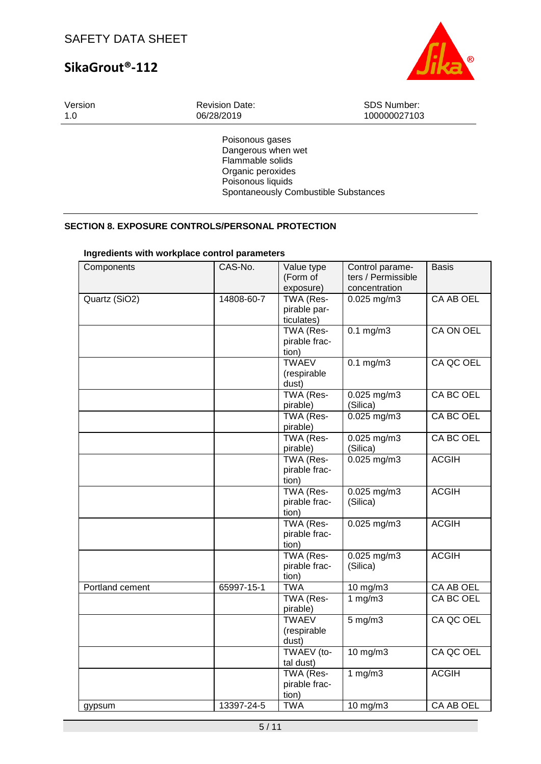Poisonous gases
Dangerous when wet
Flammable solids
Organic peroxides
Poisonous liquids
Spontaneously Combustible Substances

## SECTION 8. EXPOSURE CONTROLS/PERSONAL PROTECTION

### Ingredients with workplace control parameters

| Components | CAS-No. | Value type (Form of exposure) | Control parameters / Permissible concentration | Basis |
|---|---|---|---|---|
| Quartz (SiO2) | 14808-60-7 | TWA (Respirable particulates) | 0.025 mg/m3 | CA AB OEL |
| | | TWA (Respirable fraction) | 0.1 mg/m3 | CA ON OEL |
| | | TWAEV (respirable dust) | 0.1 mg/m3 | CA QC OEL |
| | | TWA (Respirable) | 0.025 mg/m3 (Silica) | CA BC OEL |
| | | TWA (Respirable) | 0.025 mg/m3 | CA BC OEL |
| | | TWA (Respirable) | 0.025 mg/m3 (Silica) | CA BC OEL |
| | | TWA (Respirable fraction) | 0.025 mg/m3 | ACGIH |
| | | TWA (Respirable fraction) | 0.025 mg/m3 (Silica) | ACGIH |
| | | TWA (Respirable fraction) | 0.025 mg/m3 | ACGIH |
| | | TWA (Respirable fraction) | 0.025 mg/m3 (Silica) | ACGIH |
| Portland cement | 65997-15-1 | TWA | 10 mg/m3 | CA AB OEL |
| | | TWA (Respirable) | 1 mg/m3 | CA BC OEL |
| | | TWAEV (respirable dust) | 5 mg/m3 | CA QC OEL |
| | | TWAEV (total dust) | 10 mg/m3 | CA QC OEL |
| | | TWA (Respirable fraction) | 1 mg/m3 | ACGIH |
| gypsum | 13397-24-5 | TWA | 10 mg/m3 | CA AB OEL |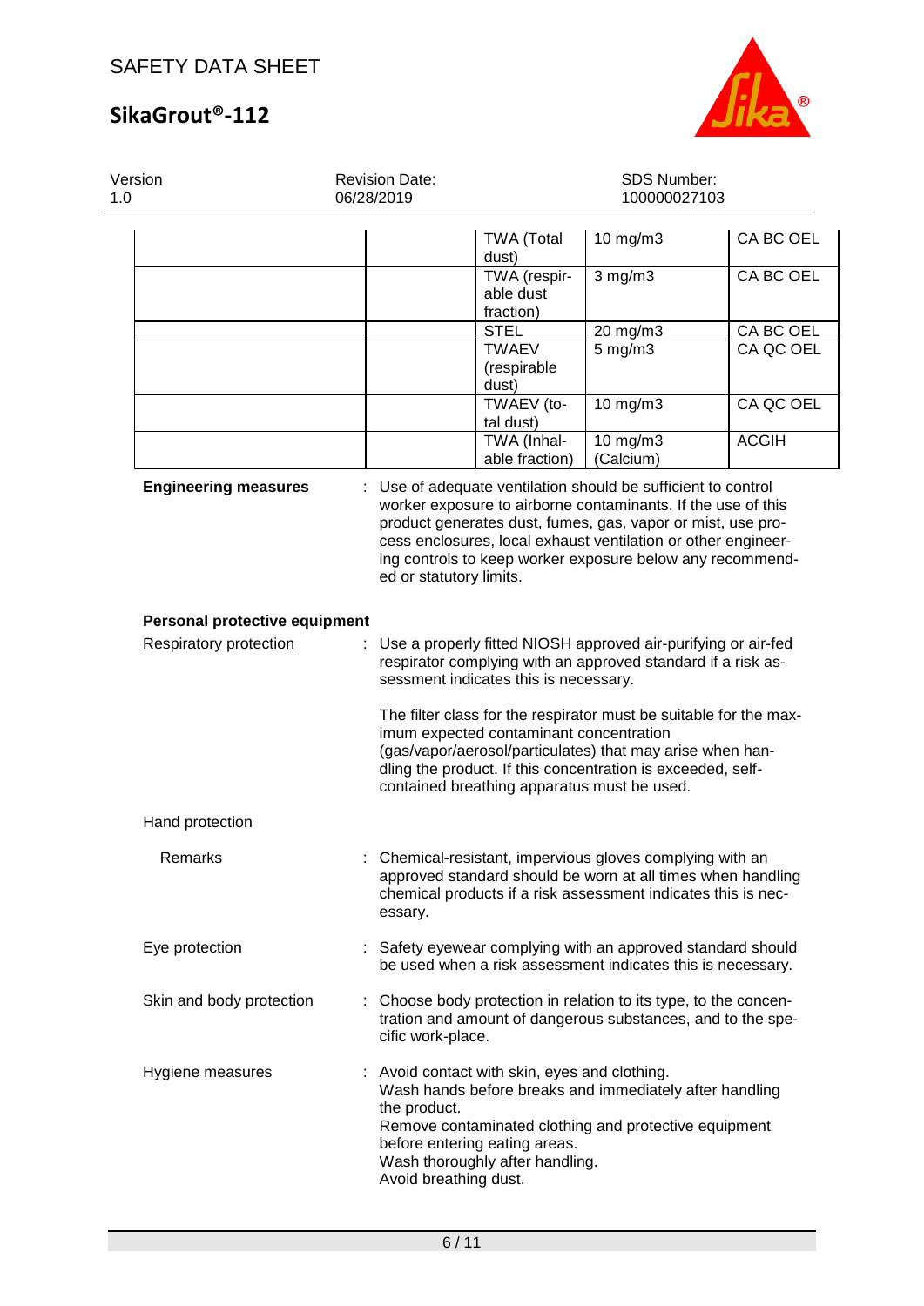| | | | | |
|---|---|---|---|---|
| | | TWA (Total dust) | 10 mg/m3 | CA BC OEL |
| | | TWA (respirable dust fraction) | 3 mg/m3 | CA BC OEL |
| | | STEL | 20 mg/m3 | CA BC OEL |
| | | TWAEV (respirable dust) | 5 mg/m3 | CA QC OEL |
| | | TWAEV (total dust) | 10 mg/m3 | CA QC OEL |
| | | TWA (Inhalable fraction) | 10 mg/m3 (Calcium) | ACGIH |

**Engineering measures** : Use of adequate ventilation should be sufficient to control worker exposure to airborne contaminants. If the use of this product generates dust, fumes, gas, vapor or mist, use process enclosures, local exhaust ventilation or other engineering controls to keep worker exposure below any recommended or statutory limits.

**Personal protective equipment**

Respiratory protection : Use a properly fitted NIOSH approved air-purifying or air-fed respirator complying with an approved standard if a risk assessment indicates this is necessary.

The filter class for the respirator must be suitable for the maximum expected contaminant concentration (gas/vapor/aerosol/particulates) that may arise when handling the product. If this concentration is exceeded, self-contained breathing apparatus must be used.

Hand protection

Remarks : Chemical-resistant, impervious gloves complying with an approved standard should be worn at all times when handling chemical products if a risk assessment indicates this is necessary.

Eye protection : Safety eyewear complying with an approved standard should be used when a risk assessment indicates this is necessary.

Skin and body protection : Choose body protection in relation to its type, to the concentration and amount of dangerous substances, and to the specific work-place.

Hygiene measures : Avoid contact with skin, eyes and clothing.
Wash hands before breaks and immediately after handling the product.
Remove contaminated clothing and protective equipment before entering eating areas.
Wash thoroughly after handling.
Avoid breathing dust.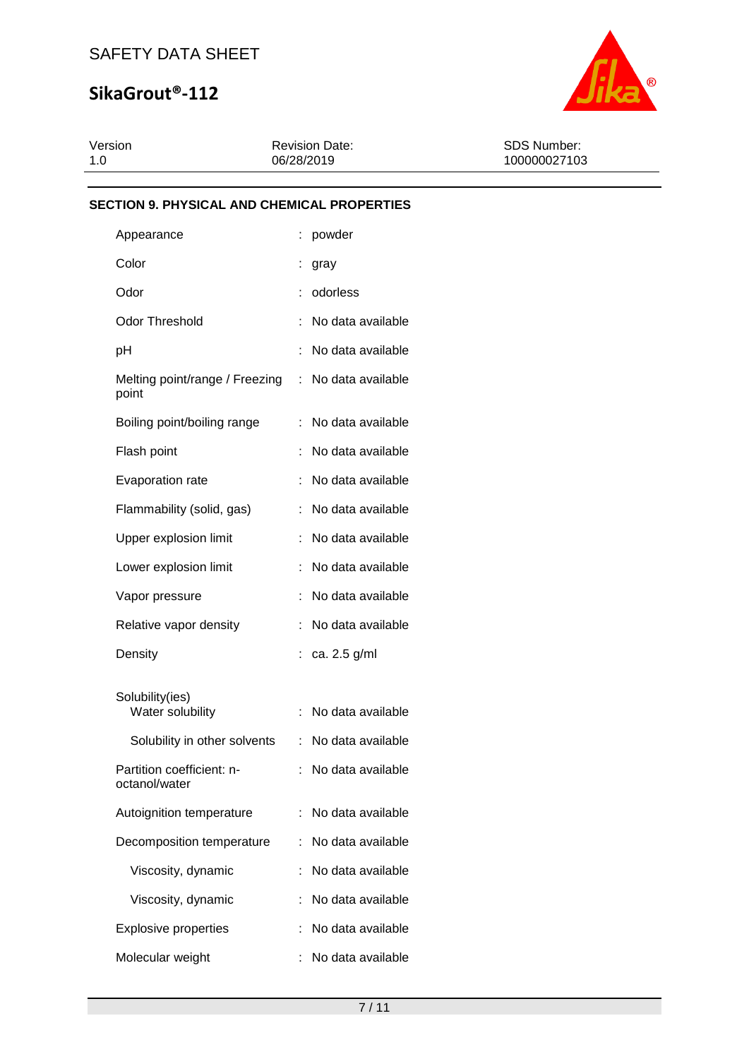## SECTION 9. PHYSICAL AND CHEMICAL PROPERTIES

| Property | | Value |
|---|---|---|
| Appearance | : | powder |
| Color | : | gray |
| Odor | : | odorless |
| Odor Threshold | : | No data available |
| pH | : | No data available |
| Melting point/range / Freezing point | : | No data available |
| Boiling point/boiling range | : | No data available |
| Flash point | : | No data available |
| Evaporation rate | : | No data available |
| Flammability (solid, gas) | : | No data available |
| Upper explosion limit | : | No data available |
| Lower explosion limit | : | No data available |
| Vapor pressure | : | No data available |
| Relative vapor density | : | No data available |
| Density | : | ca. 2.5 g/ml |
| Solubility(ies) | | |
| Water solubility | : | No data available |
| Solubility in other solvents | : | No data available |
| Partition coefficient: n-octanol/water | : | No data available |
| Autoignition temperature | : | No data available |
| Decomposition temperature | : | No data available |
| Viscosity, dynamic | : | No data available |
| Viscosity, dynamic | : | No data available |
| Explosive properties | : | No data available |
| Molecular weight | : | No data available |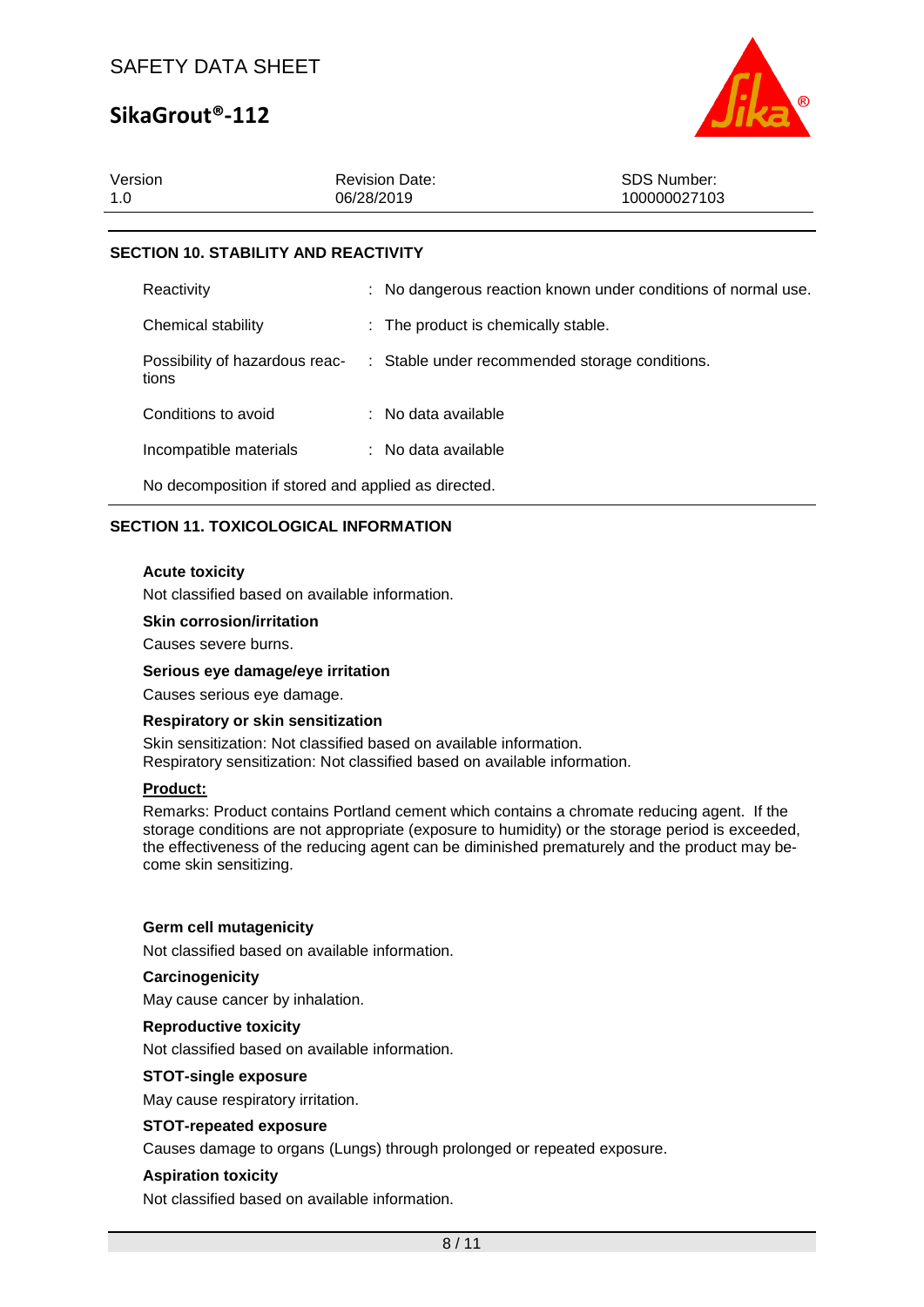## SECTION 10. STABILITY AND REACTIVITY

| | |
|---|---|
| Reactivity | : No dangerous reaction known under conditions of normal use. |
| Chemical stability | : The product is chemically stable. |
| Possibility of hazardous reactions | : Stable under recommended storage conditions. |
| Conditions to avoid | : No data available |
| Incompatible materials | : No data available |

No decomposition if stored and applied as directed.

## SECTION 11. TOXICOLOGICAL INFORMATION

**Acute toxicity**

Not classified based on available information.

**Skin corrosion/irritation**

Causes severe burns.

**Serious eye damage/eye irritation**

Causes serious eye damage.

**Respiratory or skin sensitization**

Skin sensitization: Not classified based on available information.
Respiratory sensitization: Not classified based on available information.

**Product:**

Remarks: Product contains Portland cement which contains a chromate reducing agent. If the storage conditions are not appropriate (exposure to humidity) or the storage period is exceeded, the effectiveness of the reducing agent can be diminished prematurely and the product may become skin sensitizing.

**Germ cell mutagenicity**

Not classified based on available information.

**Carcinogenicity**

May cause cancer by inhalation.

**Reproductive toxicity**

Not classified based on available information.

**STOT-single exposure**

May cause respiratory irritation.

**STOT-repeated exposure**

Causes damage to organs (Lungs) through prolonged or repeated exposure.

**Aspiration toxicity**

Not classified based on available information.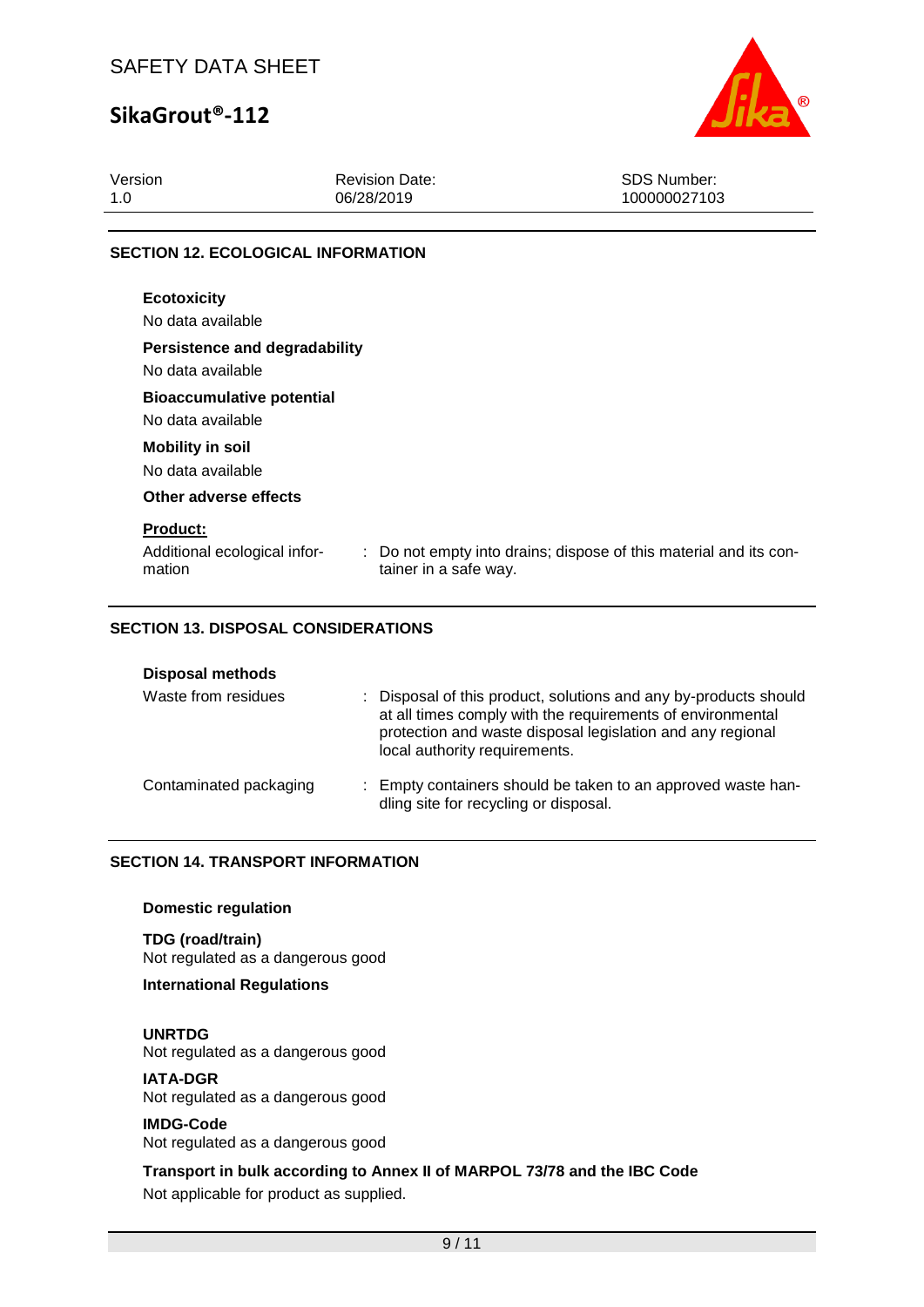## SECTION 12. ECOLOGICAL INFORMATION

**Ecotoxicity**

No data available

**Persistence and degradability**

No data available

**Bioaccumulative potential**

No data available

**Mobility in soil**

No data available

**Other adverse effects**

**Product:**

| | |
|---|---|
| Additional ecological information | : Do not empty into drains; dispose of this material and its container in a safe way. |

## SECTION 13. DISPOSAL CONSIDERATIONS

**Disposal methods**

| | |
|---|---|
| Waste from residues | : Disposal of this product, solutions and any by-products should at all times comply with the requirements of environmental protection and waste disposal legislation and any regional local authority requirements. |
| Contaminated packaging | : Empty containers should be taken to an approved waste handling site for recycling or disposal. |

## SECTION 14. TRANSPORT INFORMATION

**Domestic regulation**

**TDG (road/train)**

Not regulated as a dangerous good

**International Regulations**

**UNRTDG**

Not regulated as a dangerous good

**IATA-DGR**

Not regulated as a dangerous good

**IMDG-Code**

Not regulated as a dangerous good

**Transport in bulk according to Annex II of MARPOL 73/78 and the IBC Code**

Not applicable for product as supplied.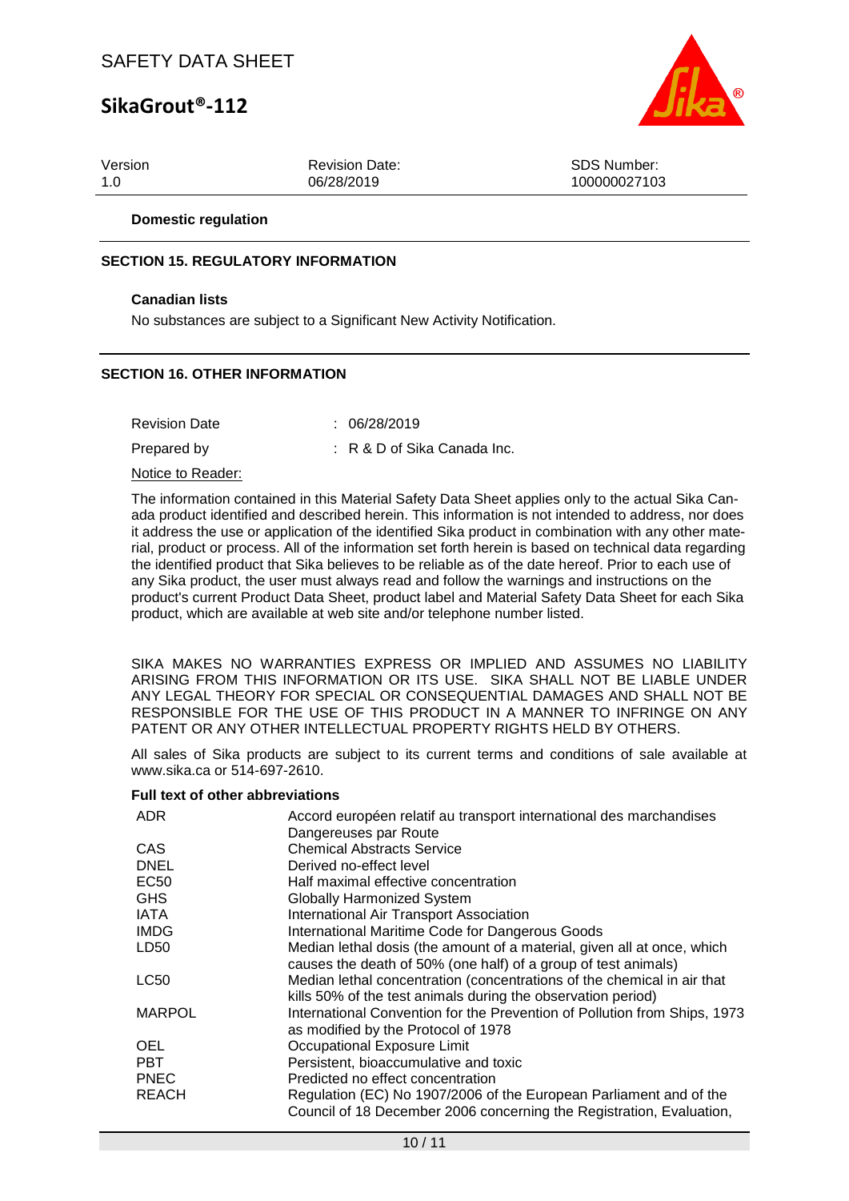**Domestic regulation**

## SECTION 15. REGULATORY INFORMATION

**Canadian lists**

No substances are subject to a Significant New Activity Notification.

## SECTION 16. OTHER INFORMATION

| | |
|---|---|
| Revision Date | : 06/28/2019 |
| Prepared by | : R & D of Sika Canada Inc. |

Notice to Reader:

The information contained in this Material Safety Data Sheet applies only to the actual Sika Canada product identified and described herein. This information is not intended to address, nor does it address the use or application of the identified Sika product in combination with any other material, product or process. All of the information set forth herein is based on technical data regarding the identified product that Sika believes to be reliable as of the date hereof. Prior to each use of any Sika product, the user must always read and follow the warnings and instructions on the product's current Product Data Sheet, product label and Material Safety Data Sheet for each Sika product, which are available at web site and/or telephone number listed.

SIKA MAKES NO WARRANTIES EXPRESS OR IMPLIED AND ASSUMES NO LIABILITY ARISING FROM THIS INFORMATION OR ITS USE. SIKA SHALL NOT BE LIABLE UNDER ANY LEGAL THEORY FOR SPECIAL OR CONSEQUENTIAL DAMAGES AND SHALL NOT BE RESPONSIBLE FOR THE USE OF THIS PRODUCT IN A MANNER TO INFRINGE ON ANY PATENT OR ANY OTHER INTELLECTUAL PROPERTY RIGHTS HELD BY OTHERS.

All sales of Sika products are subject to its current terms and conditions of sale available at www.sika.ca or 514-697-2610.

**Full text of other abbreviations**

| | |
|---|---|
| ADR | Accord européen relatif au transport international des marchandises Dangereuses par Route |
| CAS | Chemical Abstracts Service |
| DNEL | Derived no-effect level |
| EC50 | Half maximal effective concentration |
| GHS | Globally Harmonized System |
| IATA | International Air Transport Association |
| IMDG | International Maritime Code for Dangerous Goods |
| LD50 | Median lethal dosis (the amount of a material, given all at once, which causes the death of 50% (one half) of a group of test animals) |
| LC50 | Median lethal concentration (concentrations of the chemical in air that kills 50% of the test animals during the observation period) |
| MARPOL | International Convention for the Prevention of Pollution from Ships, 1973 as modified by the Protocol of 1978 |
| OEL | Occupational Exposure Limit |
| PBT | Persistent, bioaccumulative and toxic |
| PNEC | Predicted no effect concentration |
| REACH | Regulation (EC) No 1907/2006 of the European Parliament and of the Council of 18 December 2006 concerning the Registration, Evaluation, |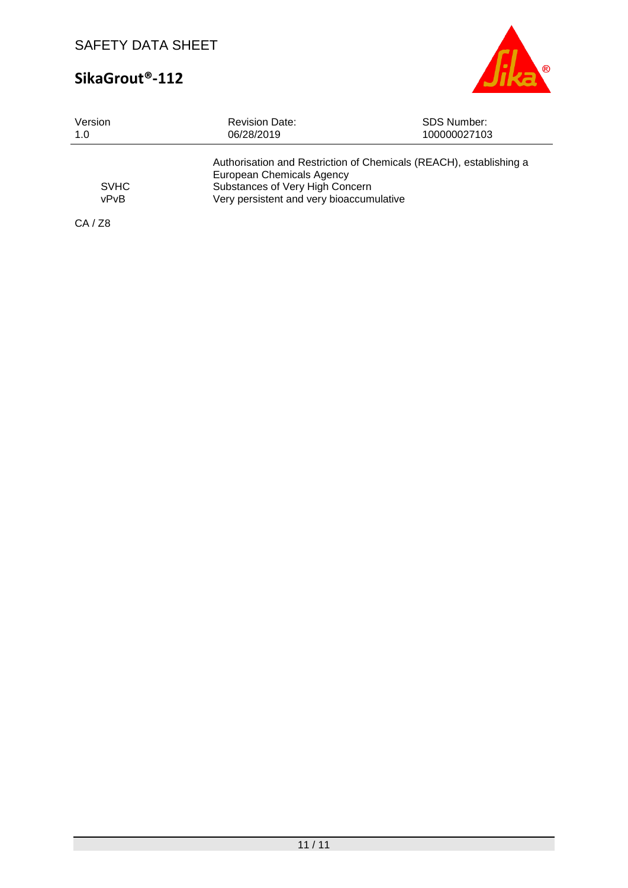| | |
|---|---|
| | Authorisation and Restriction of Chemicals (REACH), establishing a European Chemicals Agency |
| SVHC | Substances of Very High Concern |
| vPvB | Very persistent and very bioaccumulative |

CA / Z8